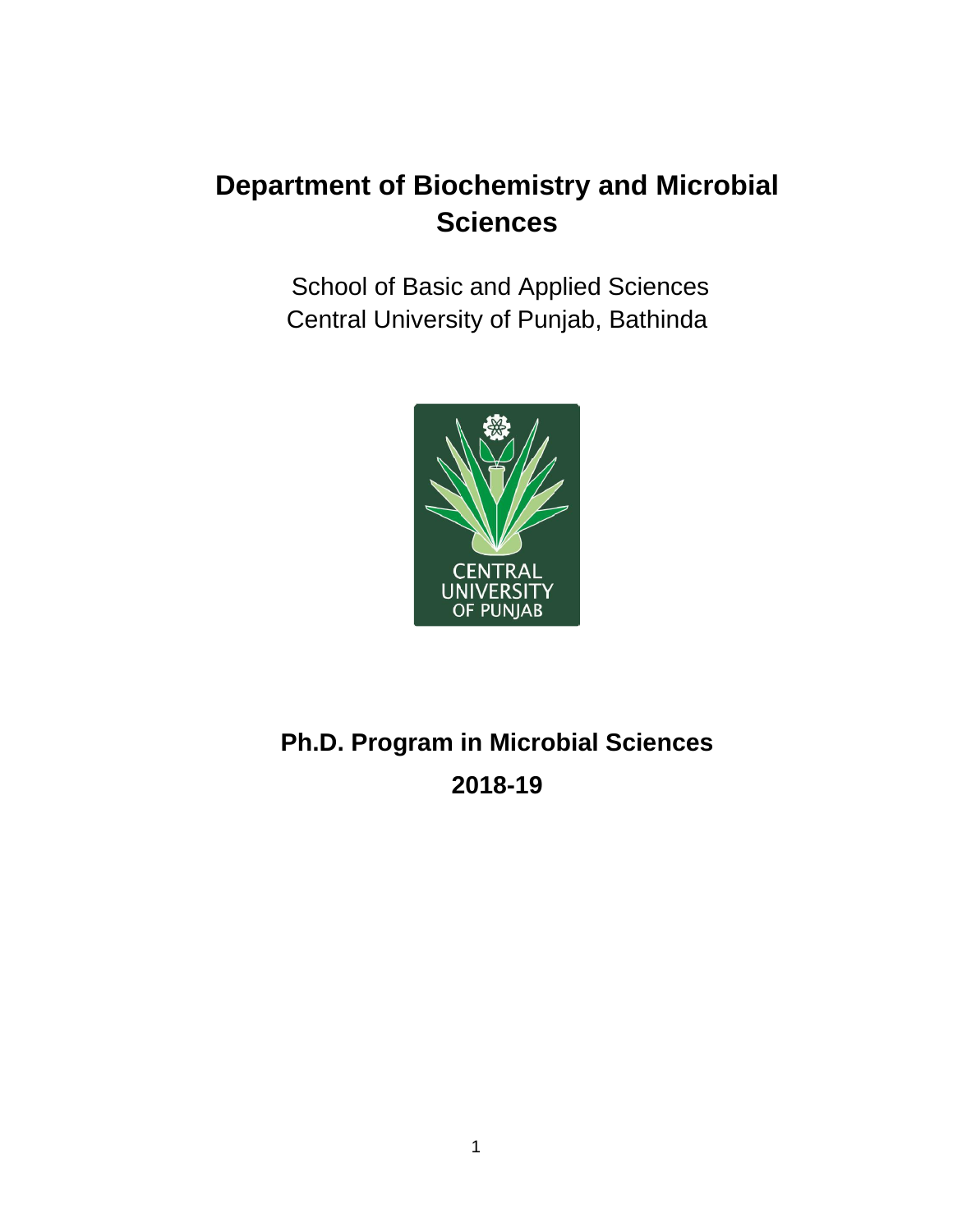# Department of Biochemistry and Microbial Sciences

School of Basic and Applied Sciences
Central University of Punjab, Bathinda

## Ph.D. Program in Microbial Sciences

## 2018-19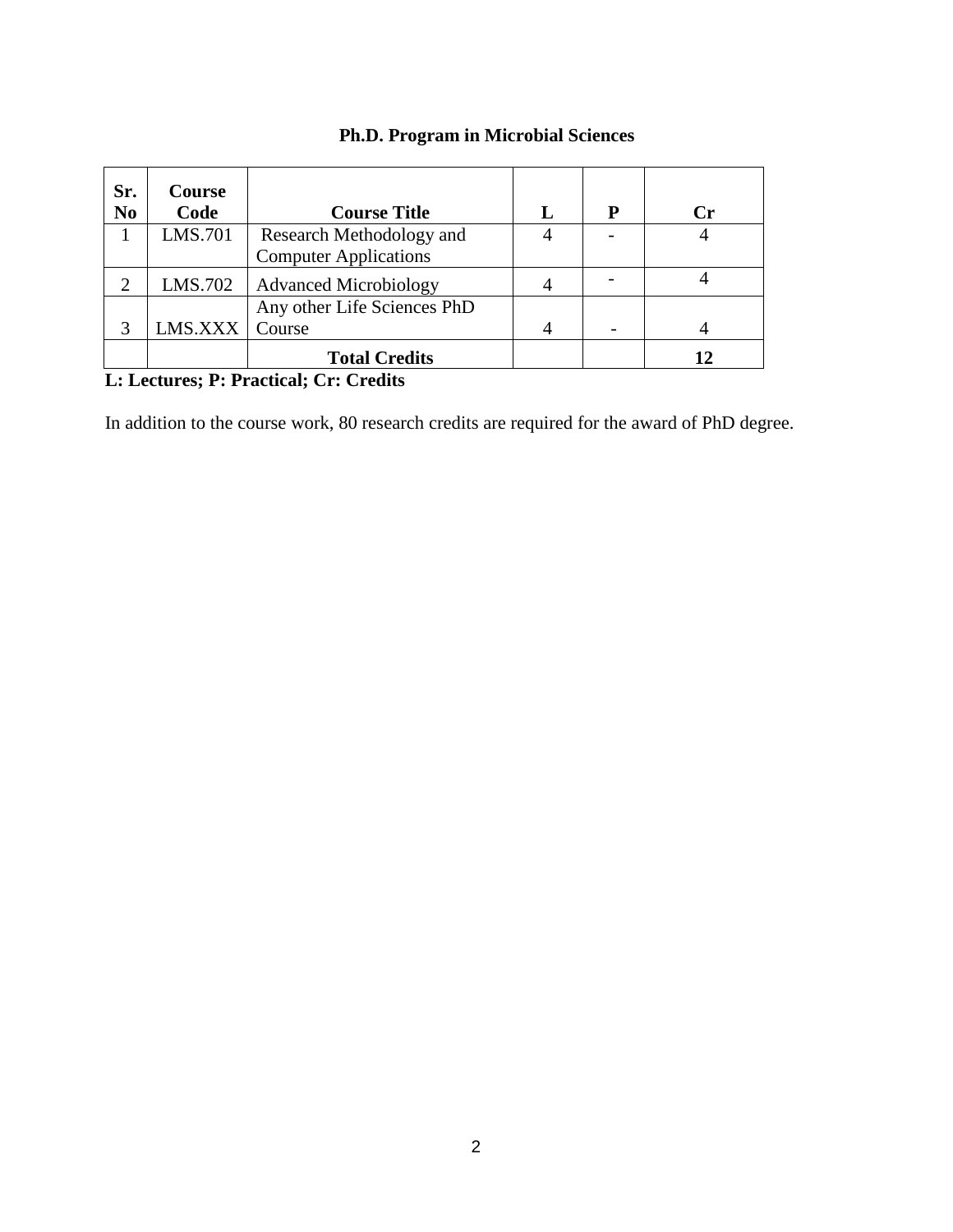## Ph.D. Program in Microbial Sciences

| Sr. No | Course Code | Course Title | L | P | Cr |
|---|---|---|---|---|---|
| 1 | LMS.701 | Research Methodology and Computer Applications | 4 | - | 4 |
| 2 | LMS.702 | Advanced Microbiology | 4 | - | 4 |
| 3 | LMS.XXX | Any other Life Sciences PhD Course | 4 | - | 4 |
| | | **Total Credits** | | | **12** |

**L: Lectures; P: Practical; Cr: Credits**

In addition to the course work, 80 research credits are required for the award of PhD degree.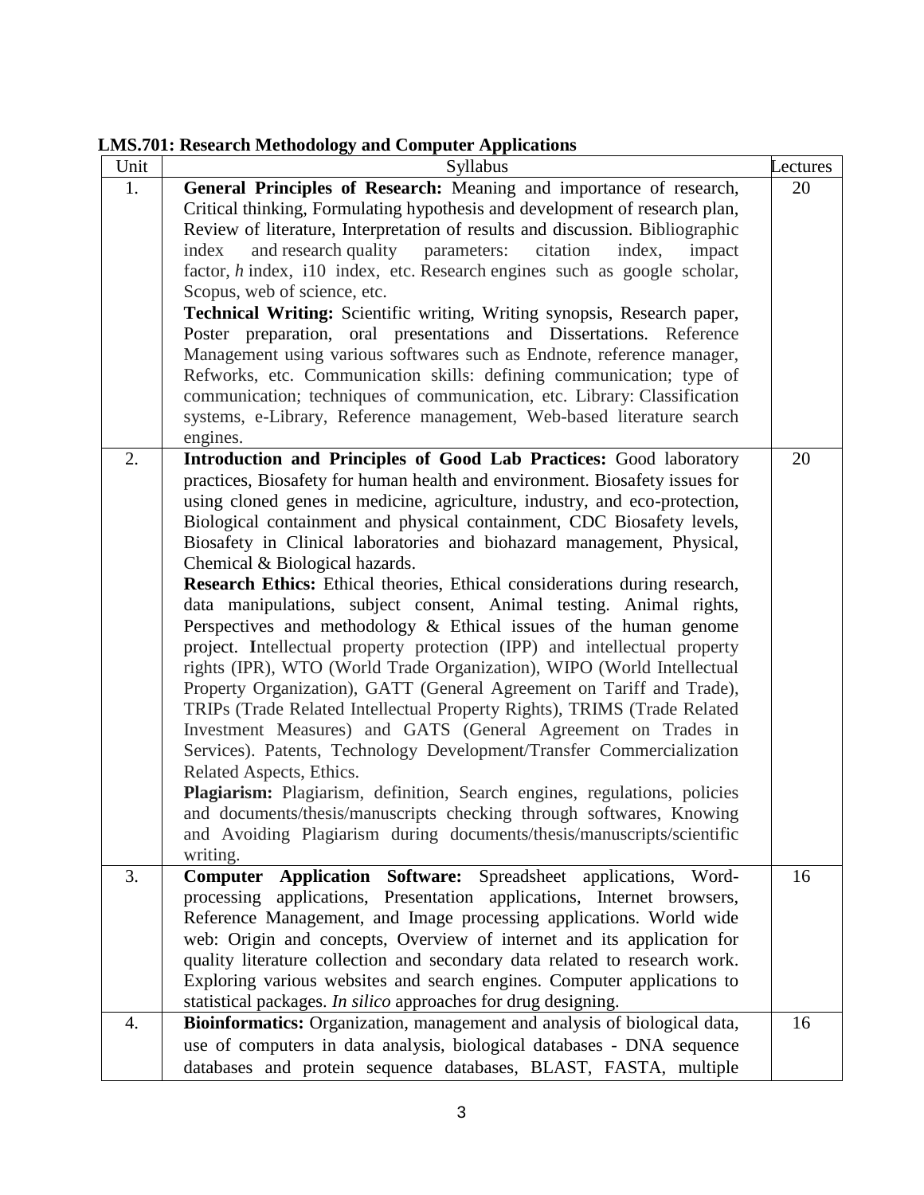**LMS.701: Research Methodology and Computer Applications**

| Unit | Syllabus | Lectures |
|---|---|---|
| 1. | **General Principles of Research:** Meaning and importance of research, Critical thinking, Formulating hypothesis and development of research plan, Review of literature, Interpretation of results and discussion. Bibliographic index and research quality parameters: citation index, impact factor, *h* index, i10 index, etc. Research engines such as google scholar, Scopus, web of science, etc. **Technical Writing:** Scientific writing, Writing synopsis, Research paper, Poster preparation, oral presentations and Dissertations. Reference Management using various softwares such as Endnote, reference manager, Refworks, etc. Communication skills: defining communication; type of communication; techniques of communication, etc. Library: Classification systems, e-Library, Reference management, Web-based literature search engines. | 20 |
| 2. | **Introduction and Principles of Good Lab Practices:** Good laboratory practices, Biosafety for human health and environment. Biosafety issues for using cloned genes in medicine, agriculture, industry, and eco-protection, Biological containment and physical containment, CDC Biosafety levels, Biosafety in Clinical laboratories and biohazard management, Physical, Chemical & Biological hazards. **Research Ethics:** Ethical theories, Ethical considerations during research, data manipulations, subject consent, Animal testing. Animal rights, Perspectives and methodology & Ethical issues of the human genome project. **I**ntellectual property protection (IPP) and intellectual property rights (IPR), WTO (World Trade Organization), WIPO (World Intellectual Property Organization), GATT (General Agreement on Tariff and Trade), TRIPs (Trade Related Intellectual Property Rights), TRIMS (Trade Related Investment Measures) and GATS (General Agreement on Trades in Services). Patents, Technology Development/Transfer Commercialization Related Aspects, Ethics. **Plagiarism:** Plagiarism, definition, Search engines, regulations, policies and documents/thesis/manuscripts checking through softwares, Knowing and Avoiding Plagiarism during documents/thesis/manuscripts/scientific writing. | 20 |
| 3. | **Computer Application Software:** Spreadsheet applications, Word-processing applications, Presentation applications, Internet browsers, Reference Management, and Image processing applications. World wide web: Origin and concepts, Overview of internet and its application for quality literature collection and secondary data related to research work. Exploring various websites and search engines. Computer applications to statistical packages. *In silico* approaches for drug designing. | 16 |
| 4. | **Bioinformatics:** Organization, management and analysis of biological data, use of computers in data analysis, biological databases - DNA sequence databases and protein sequence databases, BLAST, FASTA, multiple | 16 |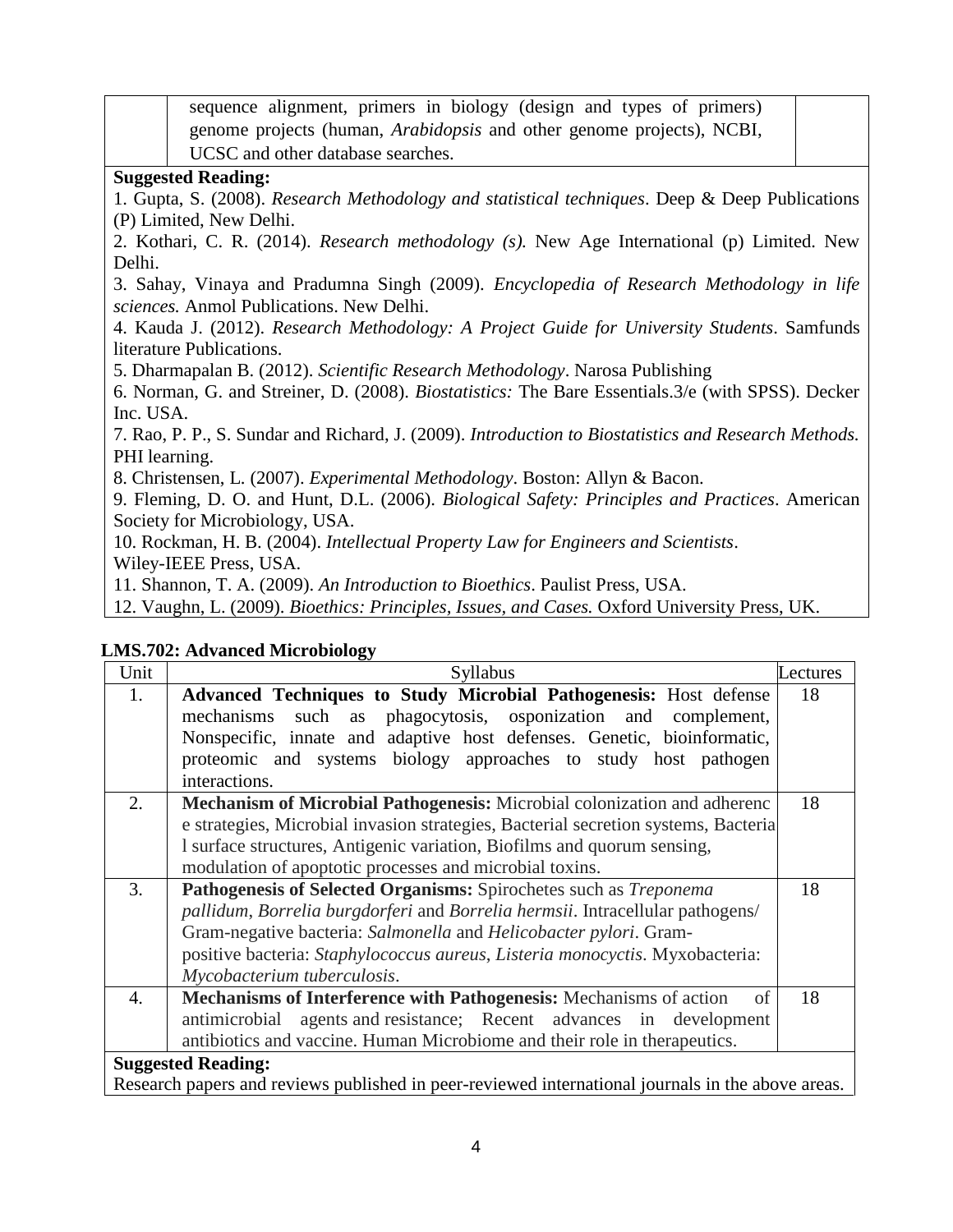| | | |
|---|---|---|
| | sequence alignment, primers in biology (design and types of primers) genome projects (human, *Arabidopsis* and other genome projects), NCBI, UCSC and other database searches. | |

**Suggested Reading:**

1. Gupta, S. (2008). *Research Methodology and statistical techniques*. Deep & Deep Publications (P) Limited, New Delhi.
2. Kothari, C. R. (2014). *Research methodology (s).* New Age International (p) Limited. New Delhi.
3. Sahay, Vinaya and Pradumna Singh (2009). *Encyclopedia of Research Methodology in life sciences.* Anmol Publications. New Delhi.
4. Kauda J. (2012). *Research Methodology: A Project Guide for University Students*. Samfunds literature Publications.
5. Dharmapalan B. (2012). *Scientific Research Methodology*. Narosa Publishing
6. Norman, G. and Streiner, D. (2008). *Biostatistics:* The Bare Essentials.3/e (with SPSS). Decker Inc. USA.
7. Rao, P. P., S. Sundar and Richard, J. (2009). *Introduction to Biostatistics and Research Methods.* PHI learning.
8. Christensen, L. (2007). *Experimental Methodology*. Boston: Allyn & Bacon.
9. Fleming, D. O. and Hunt, D.L. (2006). *Biological Safety: Principles and Practices*. American Society for Microbiology, USA.
10. Rockman, H. B. (2004). *Intellectual Property Law for Engineers and Scientists*. Wiley-IEEE Press, USA.
11. Shannon, T. A. (2009). *An Introduction to Bioethics*. Paulist Press, USA.
12. Vaughn, L. (2009). *Bioethics: Principles, Issues, and Cases.* Oxford University Press, UK.

**LMS.702: Advanced Microbiology**

| Unit | Syllabus | Lectures |
|---|---|---|
| 1. | **Advanced Techniques to Study Microbial Pathogenesis:** Host defense mechanisms such as phagocytosis, osponization and complement, Nonspecific, innate and adaptive host defenses. Genetic, bioinformatic, proteomic and systems biology approaches to study host pathogen interactions. | 18 |
| 2. | **Mechanism of Microbial Pathogenesis:** Microbial colonization and adherence strategies, Microbial invasion strategies, Bacterial secretion systems, Bacterial surface structures, Antigenic variation, Biofilms and quorum sensing, modulation of apoptotic processes and microbial toxins. | 18 |
| 3. | **Pathogenesis of Selected Organisms:** Spirochetes such as *Treponema pallidum*, *Borrelia burgdorferi* and *Borrelia hermsii*. Intracellular pathogens/ Gram-negative bacteria: *Salmonella* and *Helicobacter pylori*. Gram-positive bacteria: *Staphylococcus aureus*, *Listeria monocyctis*. Myxobacteria: *Mycobacterium tuberculosis*. | 18 |
| 4. | **Mechanisms of Interference with Pathogenesis:** Mechanisms of action of antimicrobial agents and resistance; Recent advances in development antibiotics and vaccine. Human Microbiome and their role in therapeutics. | 18 |

**Suggested Reading:**

Research papers and reviews published in peer-reviewed international journals in the above areas.